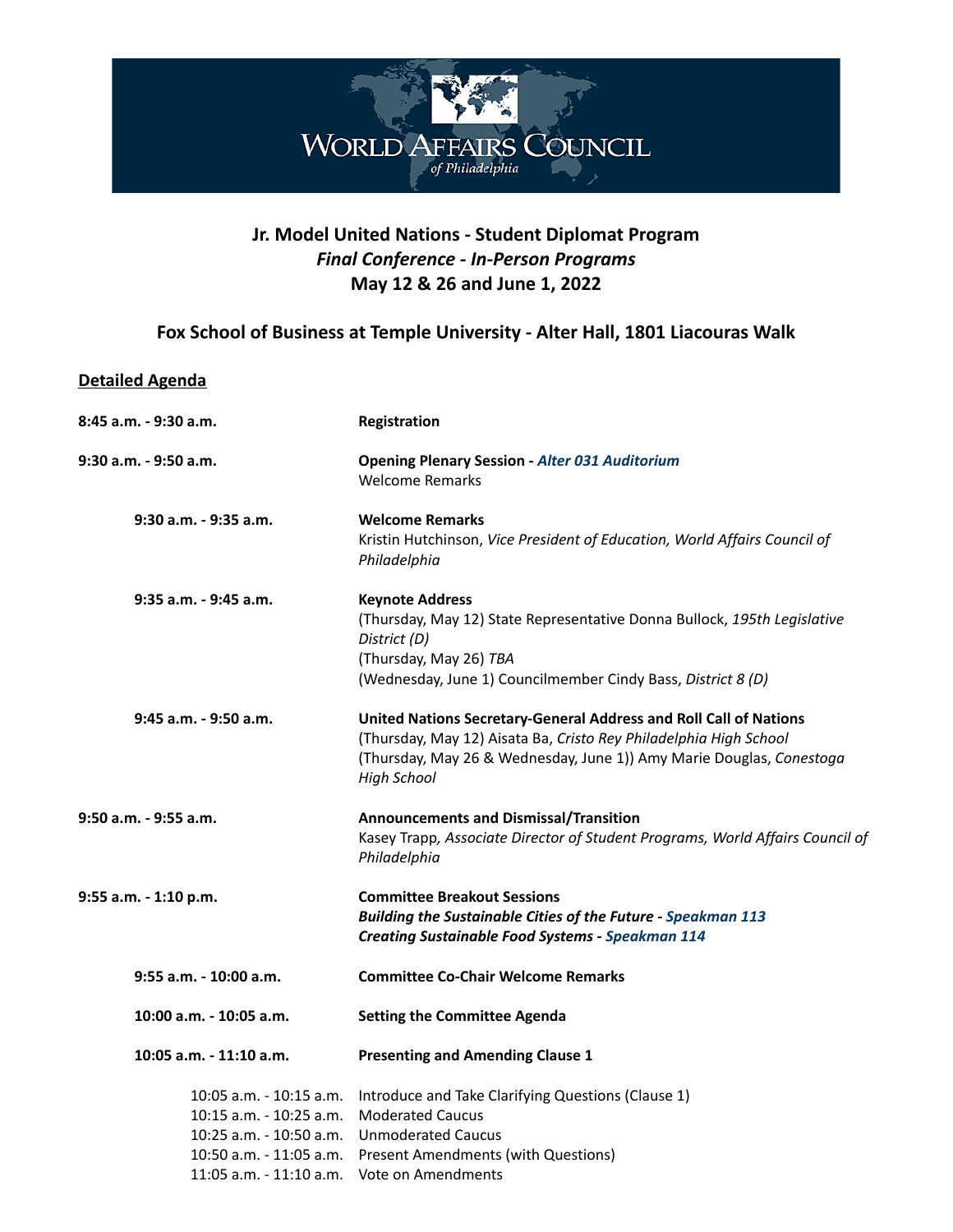WORLD AFFAIRS COUNCIL
*of Philadelphia*

# Jr. Model United Nations - Student Diplomat Program
## *Final Conference - In-Person Programs*
## May 12 & 26 and June 1, 2022

### Fox School of Business at Temple University - Alter Hall, 1801 Liacouras Walk

**Detailed Agenda**

**8:45 a.m. - 9:30 a.m.** — **Registration**

**9:30 a.m. - 9:50 a.m.** — **Opening Plenary Session - *Alter 031 Auditorium***
Welcome Remarks

- **9:30 a.m. - 9:35 a.m.** — **Welcome Remarks**
  Kristin Hutchinson, *Vice President of Education, World Affairs Council of Philadelphia*

- **9:35 a.m. - 9:45 a.m.** — **Keynote Address**
  (Thursday, May 12) State Representative Donna Bullock, *195th Legislative District (D)*
  (Thursday, May 26) *TBA*
  (Wednesday, June 1) Councilmember Cindy Bass, *District 8 (D)*

- **9:45 a.m. - 9:50 a.m.** — **United Nations Secretary-General Address and Roll Call of Nations**
  (Thursday, May 12) Aisata Ba, *Cristo Rey Philadelphia High School*
  (Thursday, May 26 & Wednesday, June 1)) Amy Marie Douglas, *Conestoga High School*

**9:50 a.m. - 9:55 a.m.** — **Announcements and Dismissal/Transition**
Kasey Trapp*, Associate Director of Student Programs, World Affairs Council of Philadelphia*

**9:55 a.m. - 1:10 p.m.** — **Committee Breakout Sessions**
***Building the Sustainable Cities of the Future - Speakman 113***
***Creating Sustainable Food Systems - Speakman 114***

- **9:55 a.m. - 10:00 a.m.** — **Committee Co-Chair Welcome Remarks**

- **10:00 a.m. - 10:05 a.m.** — **Setting the Committee Agenda**

- **10:05 a.m. - 11:10 a.m.** — **Presenting and Amending Clause 1**
  - 10:05 a.m. - 10:15 a.m. — Introduce and Take Clarifying Questions (Clause 1)
  - 10:15 a.m. - 10:25 a.m. — Moderated Caucus
  - 10:25 a.m. - 10:50 a.m. — Unmoderated Caucus
  - 10:50 a.m. - 11:05 a.m. — Present Amendments (with Questions)
  - 11:05 a.m. - 11:10 a.m. — Vote on Amendments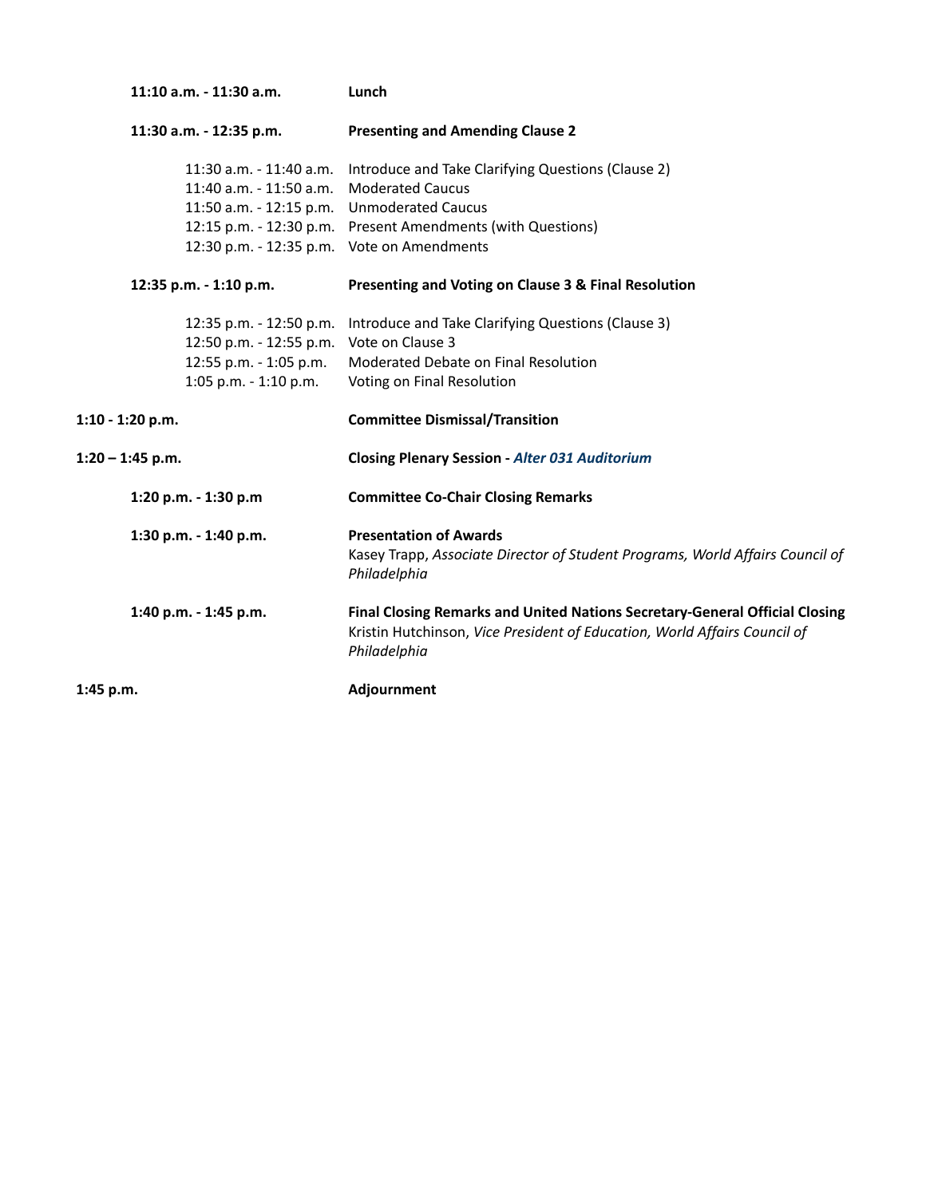| | |
|---|---|
| **11:10 a.m. - 11:30 a.m.** | **Lunch** |
| **11:30 a.m. - 12:35 p.m.** | **Presenting and Amending Clause 2** |
| 11:30 a.m. - 11:40 a.m. | Introduce and Take Clarifying Questions (Clause 2) |
| 11:40 a.m. - 11:50 a.m. | Moderated Caucus |
| 11:50 a.m. - 12:15 p.m. | Unmoderated Caucus |
| 12:15 p.m. - 12:30 p.m. | Present Amendments (with Questions) |
| 12:30 p.m. - 12:35 p.m. | Vote on Amendments |
| **12:35 p.m. - 1:10 p.m.** | **Presenting and Voting on Clause 3 & Final Resolution** |
| 12:35 p.m. - 12:50 p.m. | Introduce and Take Clarifying Questions (Clause 3) |
| 12:50 p.m. - 12:55 p.m. | Vote on Clause 3 |
| 12:55 p.m. - 1:05 p.m. | Moderated Debate on Final Resolution |
| 1:05 p.m. - 1:10 p.m. | Voting on Final Resolution |
| **1:10 - 1:20 p.m.** | **Committee Dismissal/Transition** |
| **1:20 – 1:45 p.m.** | **Closing Plenary Session - *Alter 031 Auditorium*** |
| **1:20 p.m. - 1:30 p.m** | **Committee Co-Chair Closing Remarks** |
| **1:30 p.m. - 1:40 p.m.** | **Presentation of Awards**<br>Kasey Trapp, *Associate Director of Student Programs, World Affairs Council of Philadelphia* |
| **1:40 p.m. - 1:45 p.m.** | **Final Closing Remarks and United Nations Secretary-General Official Closing**<br>Kristin Hutchinson, *Vice President of Education, World Affairs Council of Philadelphia* |
| **1:45 p.m.** | **Adjournment** |